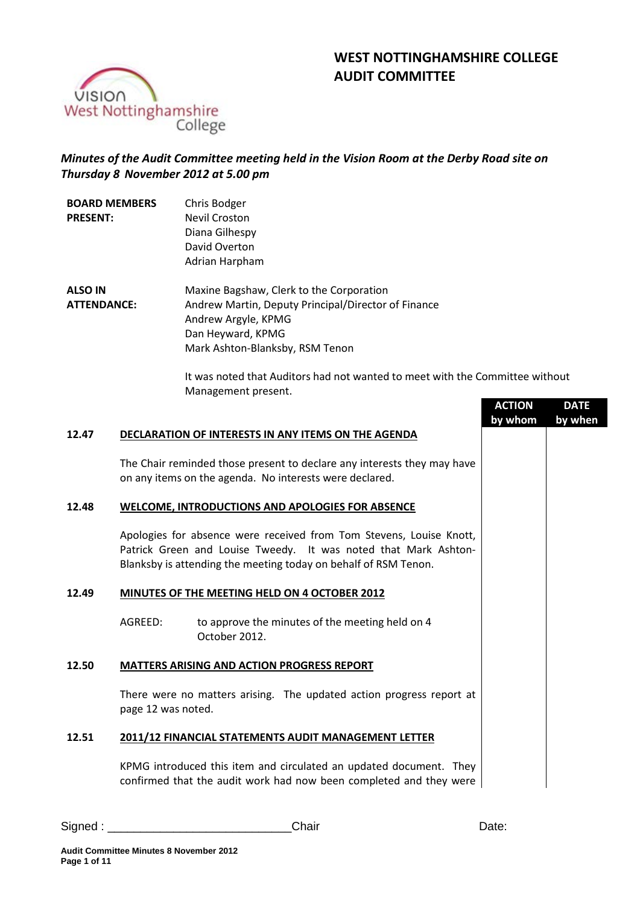# WEST NOTTINGHAMSHIRE COLLEGE
# AUDIT COMMITTEE

*Minutes of the Audit Committee meeting held in the Vision Room at the Derby Road site on Thursday 8 November 2012 at 5.00 pm*

| | |
|---|---|
| **BOARD MEMBERS PRESENT:** | Chris Bodger<br>Nevil Croston<br>Diana Gilhespy<br>David Overton<br>Adrian Harpham |
| **ALSO IN ATTENDANCE:** | Maxine Bagshaw, Clerk to the Corporation<br>Andrew Martin, Deputy Principal/Director of Finance<br>Andrew Argyle, KPMG<br>Dan Heyward, KPMG<br>Mark Ashton-Blanksby, RSM Tenon |

It was noted that Auditors had not wanted to meet with the Committee without Management present.

| | | ACTION by whom | DATE by when |
|---|---|---|---|
| **12.47** | **DECLARATION OF INTERESTS IN ANY ITEMS ON THE AGENDA** | | |
| | The Chair reminded those present to declare any interests they may have on any items on the agenda. No interests were declared. | | |
| **12.48** | **WELCOME, INTRODUCTIONS AND APOLOGIES FOR ABSENCE** | | |
| | Apologies for absence were received from Tom Stevens, Louise Knott, Patrick Green and Louise Tweedy. It was noted that Mark Ashton-Blanksby is attending the meeting today on behalf of RSM Tenon. | | |
| **12.49** | **MINUTES OF THE MEETING HELD ON 4 OCTOBER 2012** | | |
| | AGREED: to approve the minutes of the meeting held on 4 October 2012. | | |
| **12.50** | **MATTERS ARISING AND ACTION PROGRESS REPORT** | | |
| | There were no matters arising. The updated action progress report at page 12 was noted. | | |
| **12.51** | **2011/12 FINANCIAL STATEMENTS AUDIT MANAGEMENT LETTER** | | |
| | KPMG introduced this item and circulated an updated document. They confirmed that the audit work had now been completed and they were | | |

Signed : ___________________________Chair Date: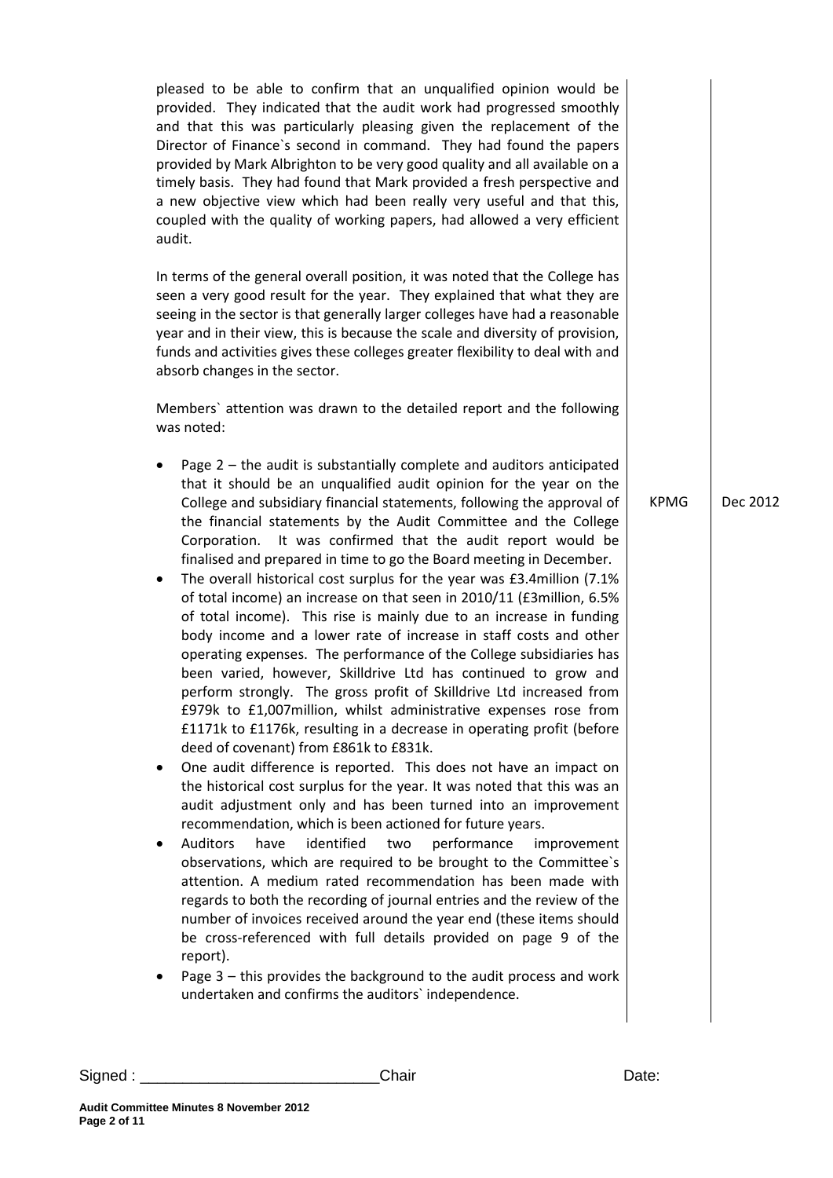pleased to be able to confirm that an unqualified opinion would be provided. They indicated that the audit work had progressed smoothly and that this was particularly pleasing given the replacement of the Director of Finance`s second in command. They had found the papers provided by Mark Albrighton to be very good quality and all available on a timely basis. They had found that Mark provided a fresh perspective and a new objective view which had been really very useful and that this, coupled with the quality of working papers, had allowed a very efficient audit.

In terms of the general overall position, it was noted that the College has seen a very good result for the year. They explained that what they are seeing in the sector is that generally larger colleges have had a reasonable year and in their view, this is because the scale and diversity of provision, funds and activities gives these colleges greater flexibility to deal with and absorb changes in the sector.

Members` attention was drawn to the detailed report and the following was noted:

- Page 2 – the audit is substantially complete and auditors anticipated that it should be an unqualified audit opinion for the year on the College and subsidiary financial statements, following the approval of the financial statements by the Audit Committee and the College Corporation. It was confirmed that the audit report would be finalised and prepared in time to go the Board meeting in December. **KPMG — Dec 2012**
- The overall historical cost surplus for the year was £3.4million (7.1% of total income) an increase on that seen in 2010/11 (£3million, 6.5% of total income). This rise is mainly due to an increase in funding body income and a lower rate of increase in staff costs and other operating expenses. The performance of the College subsidiaries has been varied, however, Skilldrive Ltd has continued to grow and perform strongly. The gross profit of Skilldrive Ltd increased from £979k to £1,007million, whilst administrative expenses rose from £1171k to £1176k, resulting in a decrease in operating profit (before deed of covenant) from £861k to £831k.
- One audit difference is reported. This does not have an impact on the historical cost surplus for the year. It was noted that this was an audit adjustment only and has been turned into an improvement recommendation, which is been actioned for future years.
- Auditors have identified two performance improvement observations, which are required to be brought to the Committee`s attention. A medium rated recommendation has been made with regards to both the recording of journal entries and the review of the number of invoices received around the year end (these items should be cross-referenced with full details provided on page 9 of the report).
- Page 3 – this provides the background to the audit process and work undertaken and confirms the auditors` independence.

Signed : ___________________________Chair Date: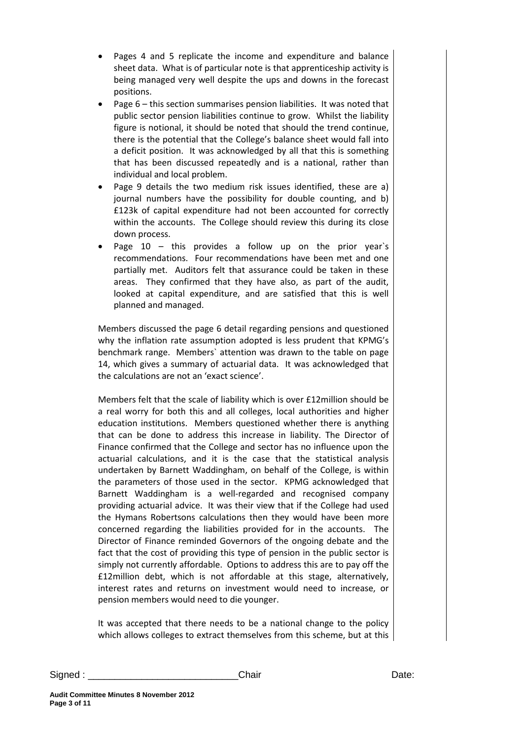- Pages 4 and 5 replicate the income and expenditure and balance sheet data. What is of particular note is that apprenticeship activity is being managed very well despite the ups and downs in the forecast positions.
- Page 6 – this section summarises pension liabilities. It was noted that public sector pension liabilities continue to grow. Whilst the liability figure is notional, it should be noted that should the trend continue, there is the potential that the College's balance sheet would fall into a deficit position. It was acknowledged by all that this is something that has been discussed repeatedly and is a national, rather than individual and local problem.
- Page 9 details the two medium risk issues identified, these are a) journal numbers have the possibility for double counting, and b) £123k of capital expenditure had not been accounted for correctly within the accounts. The College should review this during its close down process.
- Page 10 – this provides a follow up on the prior year`s recommendations. Four recommendations have been met and one partially met. Auditors felt that assurance could be taken in these areas. They confirmed that they have also, as part of the audit, looked at capital expenditure, and are satisfied that this is well planned and managed.

Members discussed the page 6 detail regarding pensions and questioned why the inflation rate assumption adopted is less prudent that KPMG's benchmark range. Members` attention was drawn to the table on page 14, which gives a summary of actuarial data. It was acknowledged that the calculations are not an 'exact science'.

Members felt that the scale of liability which is over £12million should be a real worry for both this and all colleges, local authorities and higher education institutions. Members questioned whether there is anything that can be done to address this increase in liability. The Director of Finance confirmed that the College and sector has no influence upon the actuarial calculations, and it is the case that the statistical analysis undertaken by Barnett Waddingham, on behalf of the College, is within the parameters of those used in the sector. KPMG acknowledged that Barnett Waddingham is a well-regarded and recognised company providing actuarial advice. It was their view that if the College had used the Hymans Robertsons calculations then they would have been more concerned regarding the liabilities provided for in the accounts. The Director of Finance reminded Governors of the ongoing debate and the fact that the cost of providing this type of pension in the public sector is simply not currently affordable. Options to address this are to pay off the £12million debt, which is not affordable at this stage, alternatively, interest rates and returns on investment would need to increase, or pension members would need to die younger.

It was accepted that there needs to be a national change to the policy which allows colleges to extract themselves from this scheme, but at this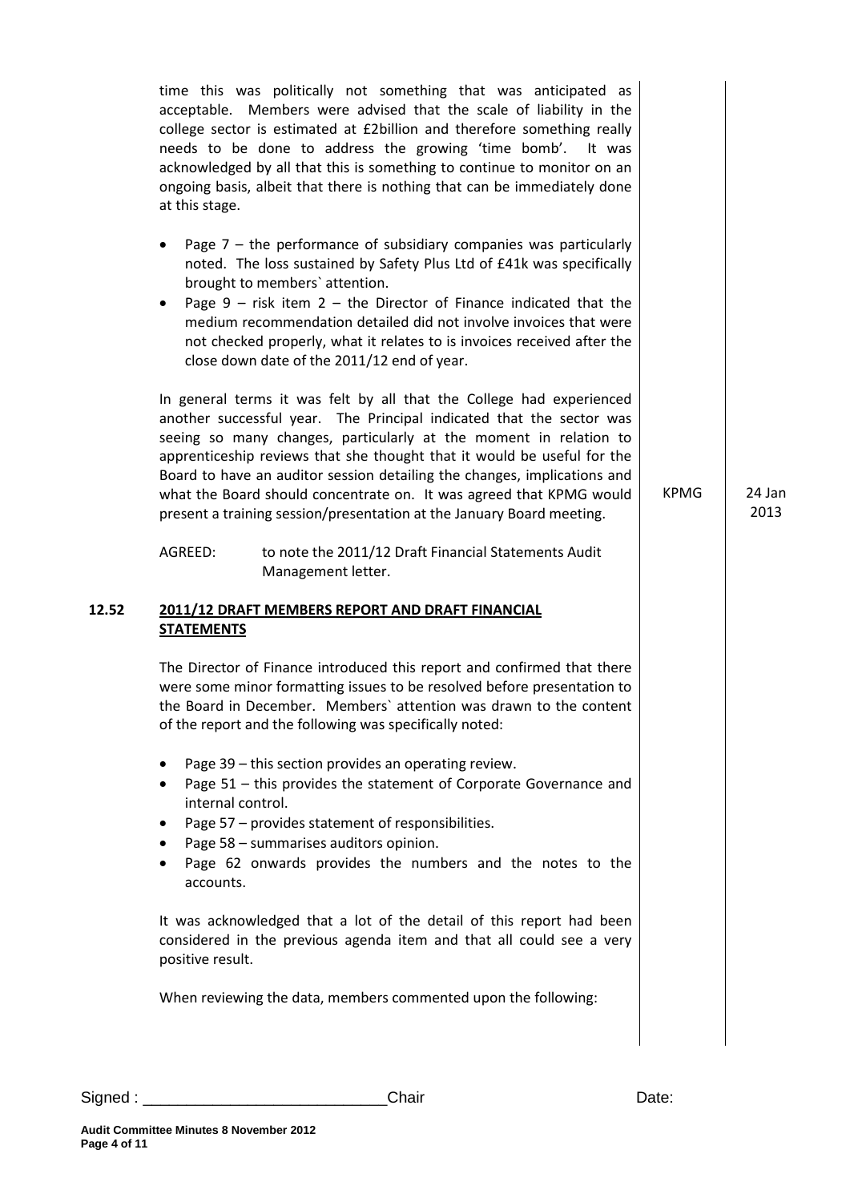time this was politically not something that was anticipated as acceptable. Members were advised that the scale of liability in the college sector is estimated at £2billion and therefore something really needs to be done to address the growing 'time bomb'. It was acknowledged by all that this is something to continue to monitor on an ongoing basis, albeit that there is nothing that can be immediately done at this stage.

- Page 7 – the performance of subsidiary companies was particularly noted. The loss sustained by Safety Plus Ltd of £41k was specifically brought to members` attention.
- Page 9 – risk item 2 – the Director of Finance indicated that the medium recommendation detailed did not involve invoices that were not checked properly, what it relates to is invoices received after the close down date of the 2011/12 end of year.

In general terms it was felt by all that the College had experienced another successful year. The Principal indicated that the sector was seeing so many changes, particularly at the moment in relation to apprenticeship reviews that she thought that it would be useful for the Board to have an auditor session detailing the changes, implications and what the Board should concentrate on. It was agreed that KPMG would present a training session/presentation at the January Board meeting. | KPMG | 24 Jan 2013

AGREED: to note the 2011/12 Draft Financial Statements Audit Management letter.

**12.52 2011/12 DRAFT MEMBERS REPORT AND DRAFT FINANCIAL STATEMENTS**

The Director of Finance introduced this report and confirmed that there were some minor formatting issues to be resolved before presentation to the Board in December. Members` attention was drawn to the content of the report and the following was specifically noted:

- Page 39 – this section provides an operating review.
- Page 51 – this provides the statement of Corporate Governance and internal control.
- Page 57 – provides statement of responsibilities.
- Page 58 – summarises auditors opinion.
- Page 62 onwards provides the numbers and the notes to the accounts.

It was acknowledged that a lot of the detail of this report had been considered in the previous agenda item and that all could see a very positive result.

When reviewing the data, members commented upon the following:

Signed : ___________________________Chair Date: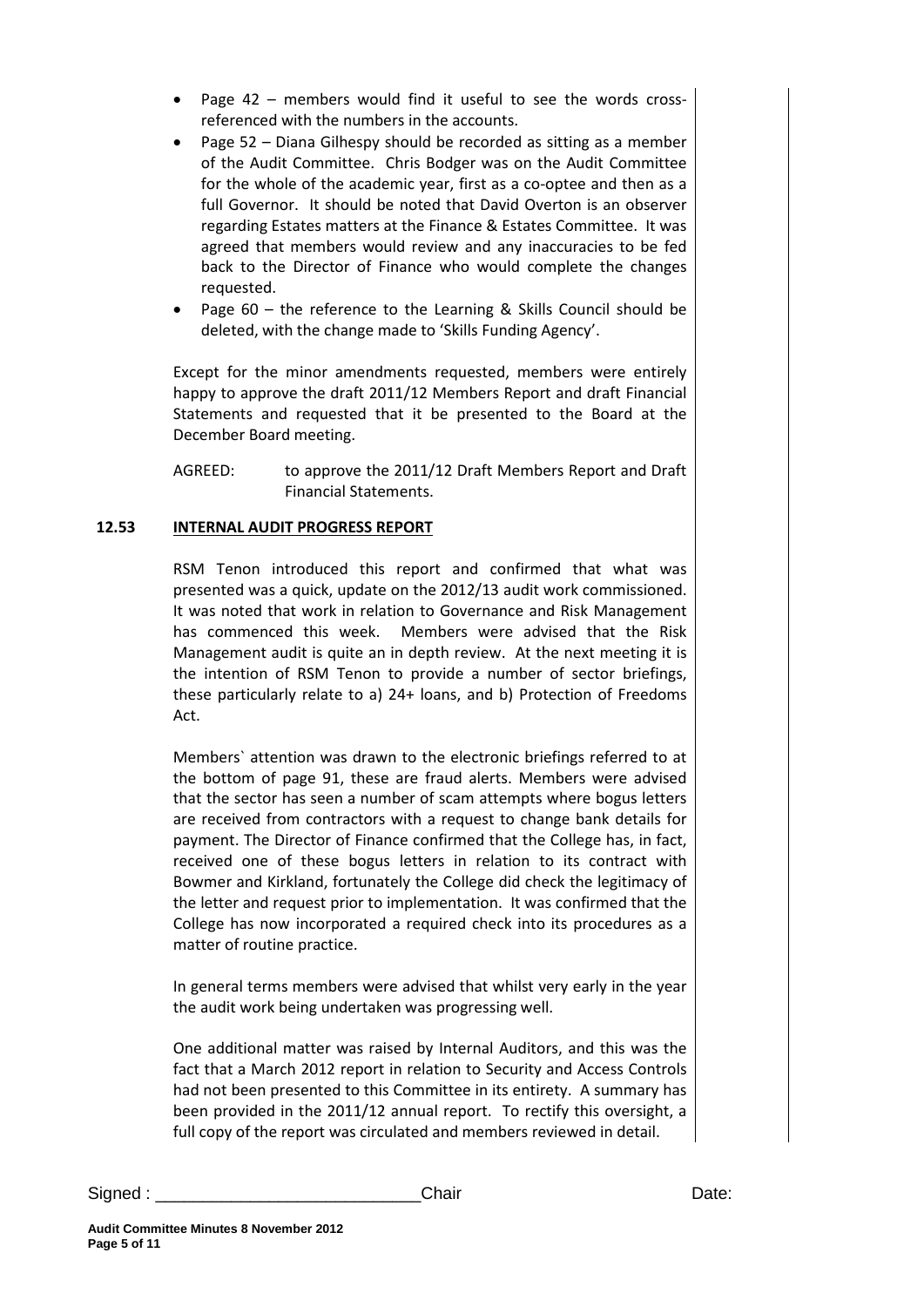- Page 42 – members would find it useful to see the words cross-referenced with the numbers in the accounts.
- Page 52 – Diana Gilhespy should be recorded as sitting as a member of the Audit Committee. Chris Bodger was on the Audit Committee for the whole of the academic year, first as a co-optee and then as a full Governor. It should be noted that David Overton is an observer regarding Estates matters at the Finance & Estates Committee. It was agreed that members would review and any inaccuracies to be fed back to the Director of Finance who would complete the changes requested.
- Page 60 – the reference to the Learning & Skills Council should be deleted, with the change made to 'Skills Funding Agency'.

Except for the minor amendments requested, members were entirely happy to approve the draft 2011/12 Members Report and draft Financial Statements and requested that it be presented to the Board at the December Board meeting.

AGREED: to approve the 2011/12 Draft Members Report and Draft Financial Statements.

**12.53 INTERNAL AUDIT PROGRESS REPORT**

RSM Tenon introduced this report and confirmed that what was presented was a quick, update on the 2012/13 audit work commissioned. It was noted that work in relation to Governance and Risk Management has commenced this week. Members were advised that the Risk Management audit is quite an in depth review. At the next meeting it is the intention of RSM Tenon to provide a number of sector briefings, these particularly relate to a) 24+ loans, and b) Protection of Freedoms Act.

Members` attention was drawn to the electronic briefings referred to at the bottom of page 91, these are fraud alerts. Members were advised that the sector has seen a number of scam attempts where bogus letters are received from contractors with a request to change bank details for payment. The Director of Finance confirmed that the College has, in fact, received one of these bogus letters in relation to its contract with Bowmer and Kirkland, fortunately the College did check the legitimacy of the letter and request prior to implementation. It was confirmed that the College has now incorporated a required check into its procedures as a matter of routine practice.

In general terms members were advised that whilst very early in the year the audit work being undertaken was progressing well.

One additional matter was raised by Internal Auditors, and this was the fact that a March 2012 report in relation to Security and Access Controls had not been presented to this Committee in its entirety. A summary has been provided in the 2011/12 annual report. To rectify this oversight, a full copy of the report was circulated and members reviewed in detail.

Signed : ___________________________ Chair Date: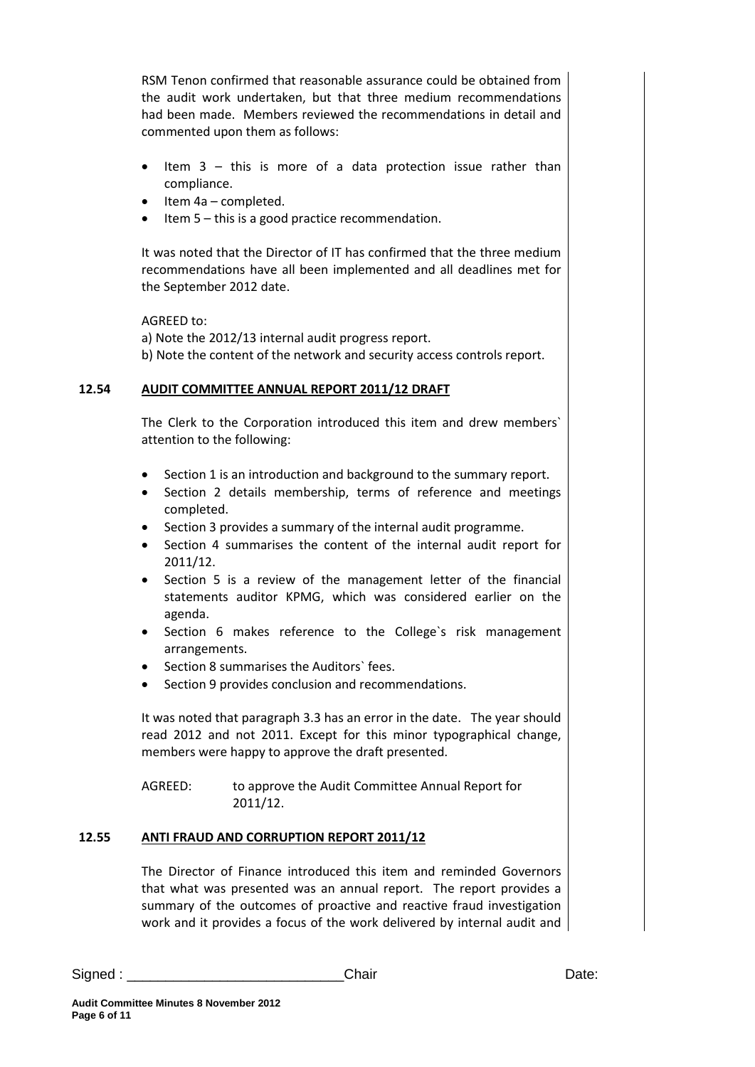RSM Tenon confirmed that reasonable assurance could be obtained from the audit work undertaken, but that three medium recommendations had been made. Members reviewed the recommendations in detail and commented upon them as follows:

- Item 3 – this is more of a data protection issue rather than compliance.
- Item 4a – completed.
- Item 5 – this is a good practice recommendation.

It was noted that the Director of IT has confirmed that the three medium recommendations have all been implemented and all deadlines met for the September 2012 date.

AGREED to:
a) Note the 2012/13 internal audit progress report.
b) Note the content of the network and security access controls report.

**12.54 AUDIT COMMITTEE ANNUAL REPORT 2011/12 DRAFT**

The Clerk to the Corporation introduced this item and drew members` attention to the following:

- Section 1 is an introduction and background to the summary report.
- Section 2 details membership, terms of reference and meetings completed.
- Section 3 provides a summary of the internal audit programme.
- Section 4 summarises the content of the internal audit report for 2011/12.
- Section 5 is a review of the management letter of the financial statements auditor KPMG, which was considered earlier on the agenda.
- Section 6 makes reference to the College`s risk management arrangements.
- Section 8 summarises the Auditors` fees.
- Section 9 provides conclusion and recommendations.

It was noted that paragraph 3.3 has an error in the date. The year should read 2012 and not 2011. Except for this minor typographical change, members were happy to approve the draft presented.

AGREED: to approve the Audit Committee Annual Report for 2011/12.

**12.55 ANTI FRAUD AND CORRUPTION REPORT 2011/12**

The Director of Finance introduced this item and reminded Governors that what was presented was an annual report. The report provides a summary of the outcomes of proactive and reactive fraud investigation work and it provides a focus of the work delivered by internal audit and

Signed : \_\_\_\_\_\_\_\_\_\_\_\_\_\_\_\_\_\_\_\_\_\_\_\_\_\_\_ Chair Date: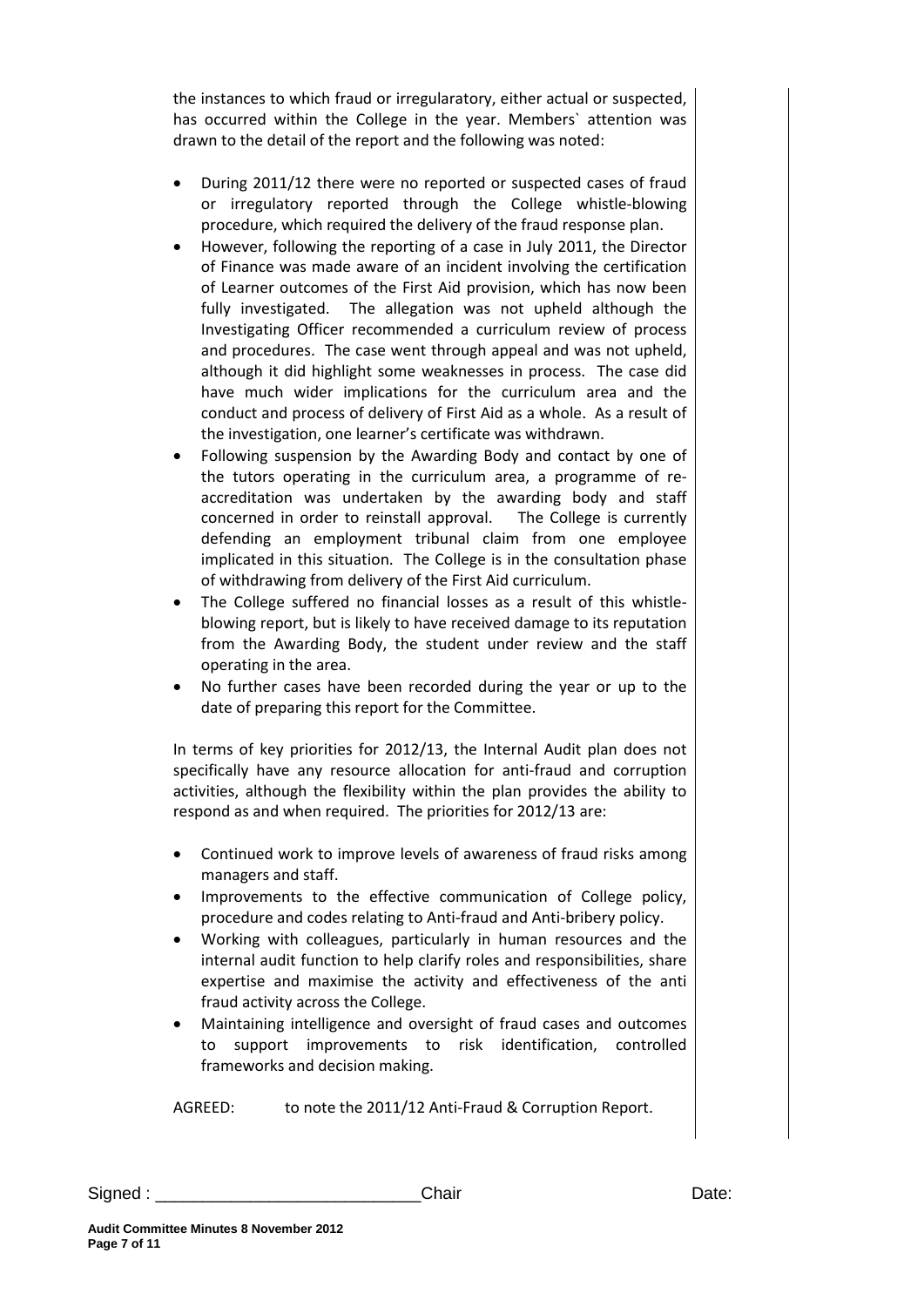the instances to which fraud or irregularatory, either actual or suspected, has occurred within the College in the year. Members` attention was drawn to the detail of the report and the following was noted:

- During 2011/12 there were no reported or suspected cases of fraud or irregulatory reported through the College whistle-blowing procedure, which required the delivery of the fraud response plan.
- However, following the reporting of a case in July 2011, the Director of Finance was made aware of an incident involving the certification of Learner outcomes of the First Aid provision, which has now been fully investigated. The allegation was not upheld although the Investigating Officer recommended a curriculum review of process and procedures. The case went through appeal and was not upheld, although it did highlight some weaknesses in process. The case did have much wider implications for the curriculum area and the conduct and process of delivery of First Aid as a whole. As a result of the investigation, one learner's certificate was withdrawn.
- Following suspension by the Awarding Body and contact by one of the tutors operating in the curriculum area, a programme of re-accreditation was undertaken by the awarding body and staff concerned in order to reinstall approval. The College is currently defending an employment tribunal claim from one employee implicated in this situation. The College is in the consultation phase of withdrawing from delivery of the First Aid curriculum.
- The College suffered no financial losses as a result of this whistle-blowing report, but is likely to have received damage to its reputation from the Awarding Body, the student under review and the staff operating in the area.
- No further cases have been recorded during the year or up to the date of preparing this report for the Committee.

In terms of key priorities for 2012/13, the Internal Audit plan does not specifically have any resource allocation for anti-fraud and corruption activities, although the flexibility within the plan provides the ability to respond as and when required. The priorities for 2012/13 are:

- Continued work to improve levels of awareness of fraud risks among managers and staff.
- Improvements to the effective communication of College policy, procedure and codes relating to Anti-fraud and Anti-bribery policy.
- Working with colleagues, particularly in human resources and the internal audit function to help clarify roles and responsibilities, share expertise and maximise the activity and effectiveness of the anti fraud activity across the College.
- Maintaining intelligence and oversight of fraud cases and outcomes to support improvements to risk identification, controlled frameworks and decision making.

AGREED: to note the 2011/12 Anti-Fraud & Corruption Report.

Signed : \_\_\_\_\_\_\_\_\_\_\_\_\_\_\_\_\_\_\_\_\_\_\_\_\_\_\_\_Chair Date: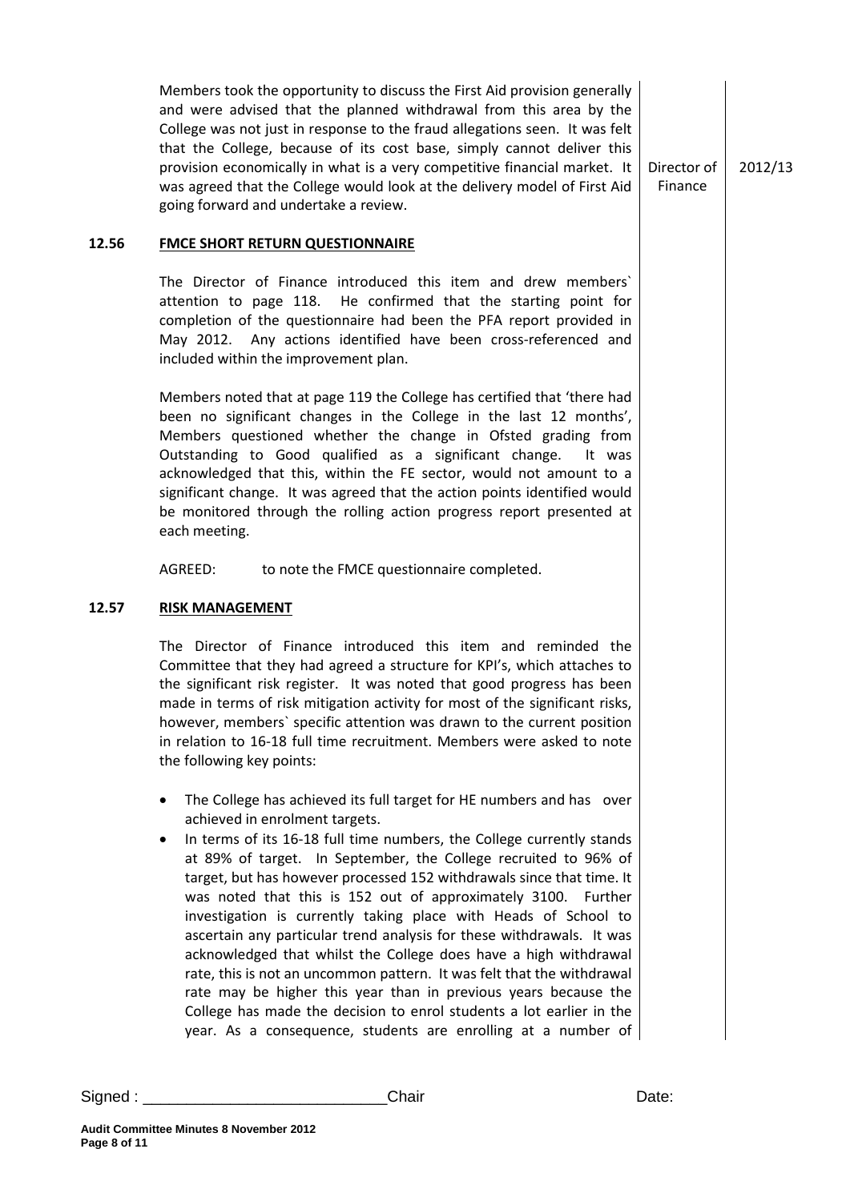Members took the opportunity to discuss the First Aid provision generally and were advised that the planned withdrawal from this area by the College was not just in response to the fraud allegations seen. It was felt that the College, because of its cost base, simply cannot deliver this provision economically in what is a very competitive financial market. It was agreed that the College would look at the delivery model of First Aid going forward and undertake a review. | Director of Finance | 2012/13

**12.56 FMCE SHORT RETURN QUESTIONNAIRE**

The Director of Finance introduced this item and drew members` attention to page 118. He confirmed that the starting point for completion of the questionnaire had been the PFA report provided in May 2012. Any actions identified have been cross-referenced and included within the improvement plan.

Members noted that at page 119 the College has certified that 'there had been no significant changes in the College in the last 12 months', Members questioned whether the change in Ofsted grading from Outstanding to Good qualified as a significant change. It was acknowledged that this, within the FE sector, would not amount to a significant change. It was agreed that the action points identified would be monitored through the rolling action progress report presented at each meeting.

AGREED: to note the FMCE questionnaire completed.

**12.57 RISK MANAGEMENT**

The Director of Finance introduced this item and reminded the Committee that they had agreed a structure for KPI's, which attaches to the significant risk register. It was noted that good progress has been made in terms of risk mitigation activity for most of the significant risks, however, members` specific attention was drawn to the current position in relation to 16-18 full time recruitment. Members were asked to note the following key points:

- The College has achieved its full target for HE numbers and has over achieved in enrolment targets.
- In terms of its 16-18 full time numbers, the College currently stands at 89% of target. In September, the College recruited to 96% of target, but has however processed 152 withdrawals since that time. It was noted that this is 152 out of approximately 3100. Further investigation is currently taking place with Heads of School to ascertain any particular trend analysis for these withdrawals. It was acknowledged that whilst the College does have a high withdrawal rate, this is not an uncommon pattern. It was felt that the withdrawal rate may be higher this year than in previous years because the College has made the decision to enrol students a lot earlier in the year. As a consequence, students are enrolling at a number of

Signed : \_\_\_\_\_\_\_\_\_\_\_\_\_\_\_\_\_\_\_\_\_\_\_\_\_\_\_\_ Chair Date: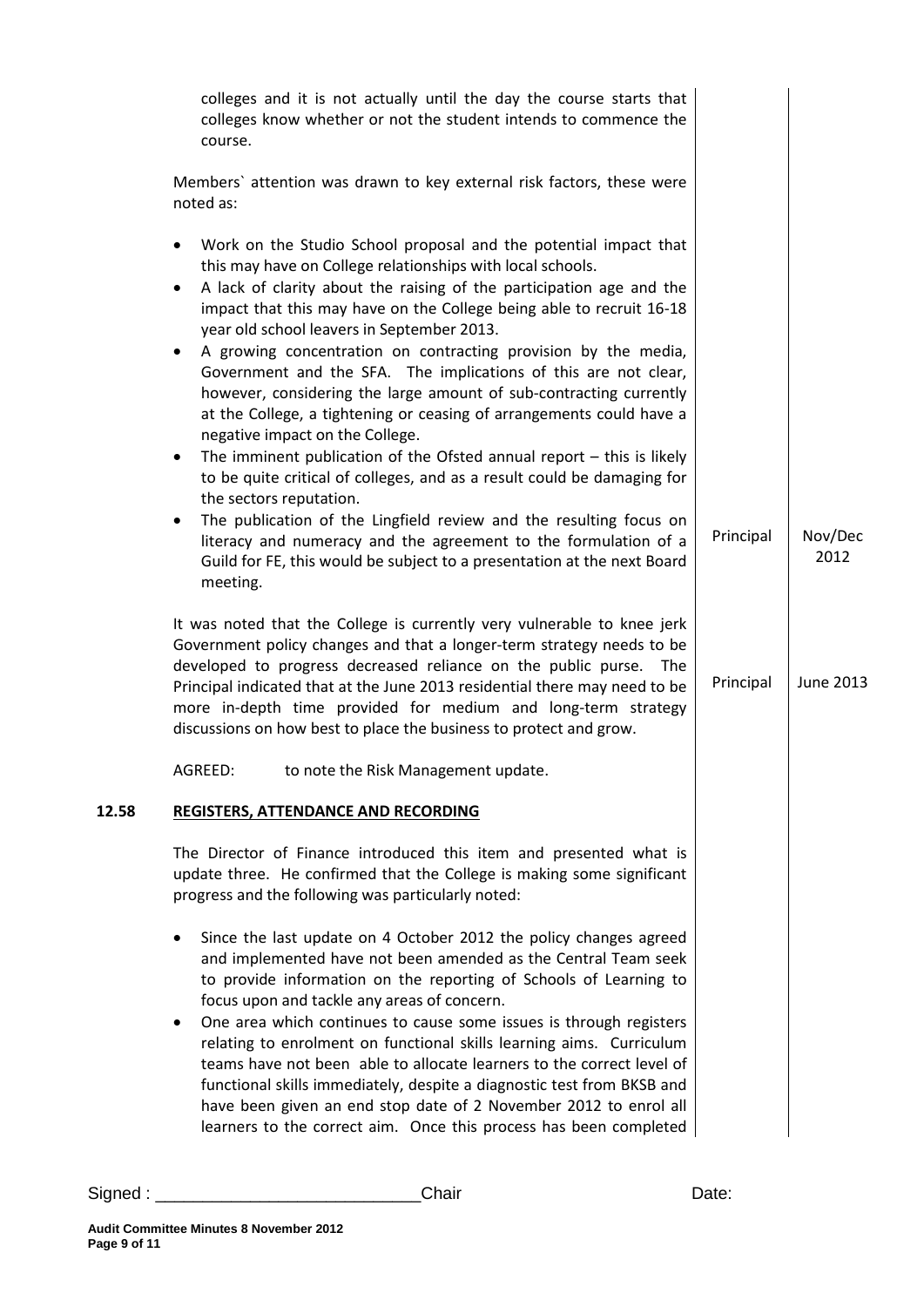colleges and it is not actually until the day the course starts that colleges know whether or not the student intends to commence the course.

Members` attention was drawn to key external risk factors, these were noted as:

- Work on the Studio School proposal and the potential impact that this may have on College relationships with local schools.
- A lack of clarity about the raising of the participation age and the impact that this may have on the College being able to recruit 16-18 year old school leavers in September 2013.
- A growing concentration on contracting provision by the media, Government and the SFA. The implications of this are not clear, however, considering the large amount of sub-contracting currently at the College, a tightening or ceasing of arrangements could have a negative impact on the College.
- The imminent publication of the Ofsted annual report – this is likely to be quite critical of colleges, and as a result could be damaging for the sectors reputation.
- The publication of the Lingfield review and the resulting focus on literacy and numeracy and the agreement to the formulation of a Guild for FE, this would be subject to a presentation at the next Board meeting. — **Principal — Nov/Dec 2012**

It was noted that the College is currently very vulnerable to knee jerk Government policy changes and that a longer-term strategy needs to be developed to progress decreased reliance on the public purse. The Principal indicated that at the June 2013 residential there may need to be more in-depth time provided for medium and long-term strategy discussions on how best to place the business to protect and grow. — **Principal — June 2013**

AGREED: to note the Risk Management update.

## 12.58 REGISTERS, ATTENDANCE AND RECORDING

The Director of Finance introduced this item and presented what is update three. He confirmed that the College is making some significant progress and the following was particularly noted:

- Since the last update on 4 October 2012 the policy changes agreed and implemented have not been amended as the Central Team seek to provide information on the reporting of Schools of Learning to focus upon and tackle any areas of concern.
- One area which continues to cause some issues is through registers relating to enrolment on functional skills learning aims. Curriculum teams have not been able to allocate learners to the correct level of functional skills immediately, despite a diagnostic test from BKSB and have been given an end stop date of 2 November 2012 to enrol all learners to the correct aim. Once this process has been completed

Signed : ____________________________Chair Date: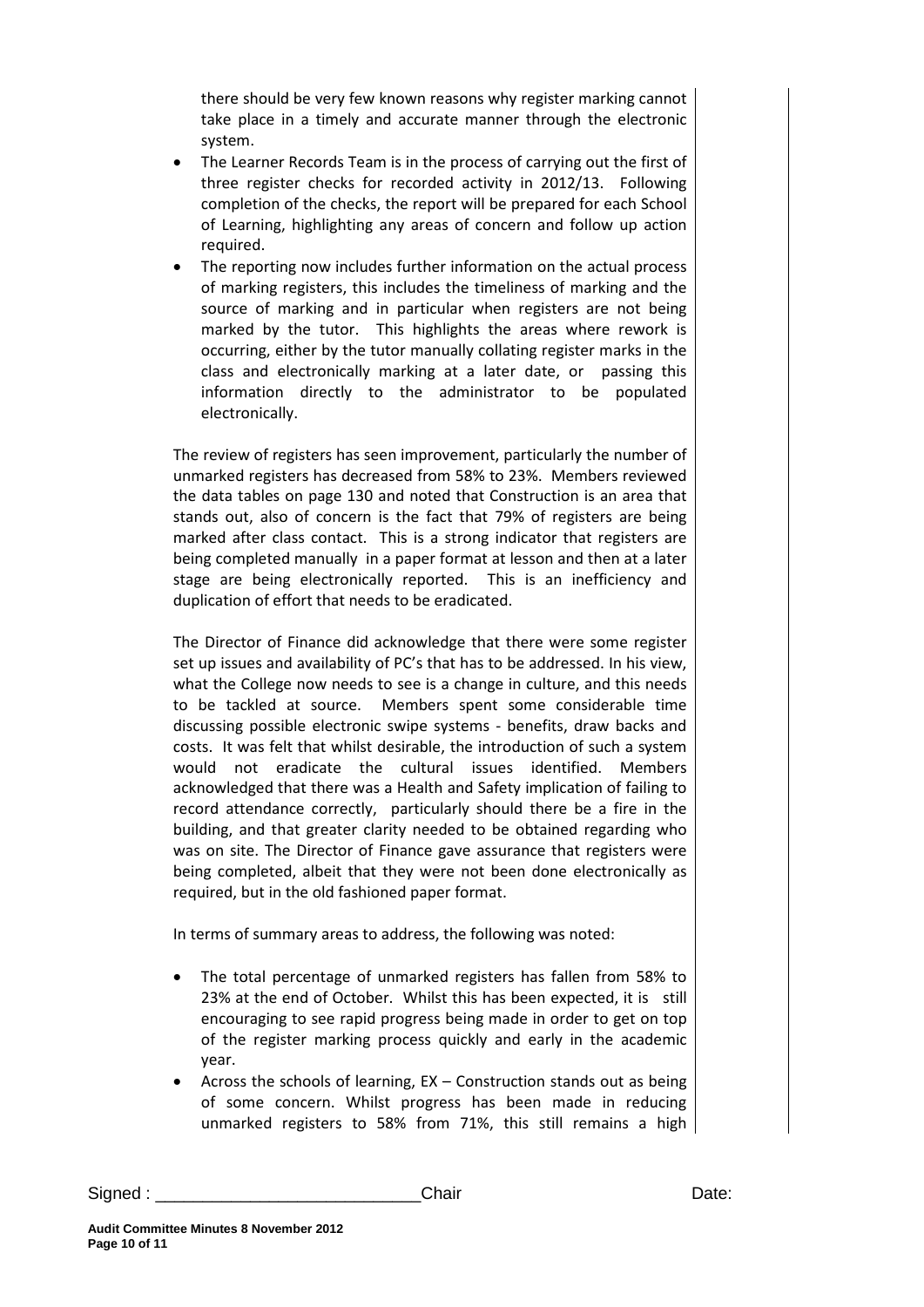there should be very few known reasons why register marking cannot take place in a timely and accurate manner through the electronic system.

- The Learner Records Team is in the process of carrying out the first of three register checks for recorded activity in 2012/13. Following completion of the checks, the report will be prepared for each School of Learning, highlighting any areas of concern and follow up action required.
- The reporting now includes further information on the actual process of marking registers, this includes the timeliness of marking and the source of marking and in particular when registers are not being marked by the tutor. This highlights the areas where rework is occurring, either by the tutor manually collating register marks in the class and electronically marking at a later date, or passing this information directly to the administrator to be populated electronically.

The review of registers has seen improvement, particularly the number of unmarked registers has decreased from 58% to 23%. Members reviewed the data tables on page 130 and noted that Construction is an area that stands out, also of concern is the fact that 79% of registers are being marked after class contact. This is a strong indicator that registers are being completed manually in a paper format at lesson and then at a later stage are being electronically reported. This is an inefficiency and duplication of effort that needs to be eradicated.

The Director of Finance did acknowledge that there were some register set up issues and availability of PC's that has to be addressed. In his view, what the College now needs to see is a change in culture, and this needs to be tackled at source. Members spent some considerable time discussing possible electronic swipe systems - benefits, draw backs and costs. It was felt that whilst desirable, the introduction of such a system would not eradicate the cultural issues identified. Members acknowledged that there was a Health and Safety implication of failing to record attendance correctly, particularly should there be a fire in the building, and that greater clarity needed to be obtained regarding who was on site. The Director of Finance gave assurance that registers were being completed, albeit that they were not been done electronically as required, but in the old fashioned paper format.

In terms of summary areas to address, the following was noted:

- The total percentage of unmarked registers has fallen from 58% to 23% at the end of October. Whilst this has been expected, it is still encouraging to see rapid progress being made in order to get on top of the register marking process quickly and early in the academic year.
- Across the schools of learning, EX – Construction stands out as being of some concern. Whilst progress has been made in reducing unmarked registers to 58% from 71%, this still remains a high

Signed : ____________________________Chair Date: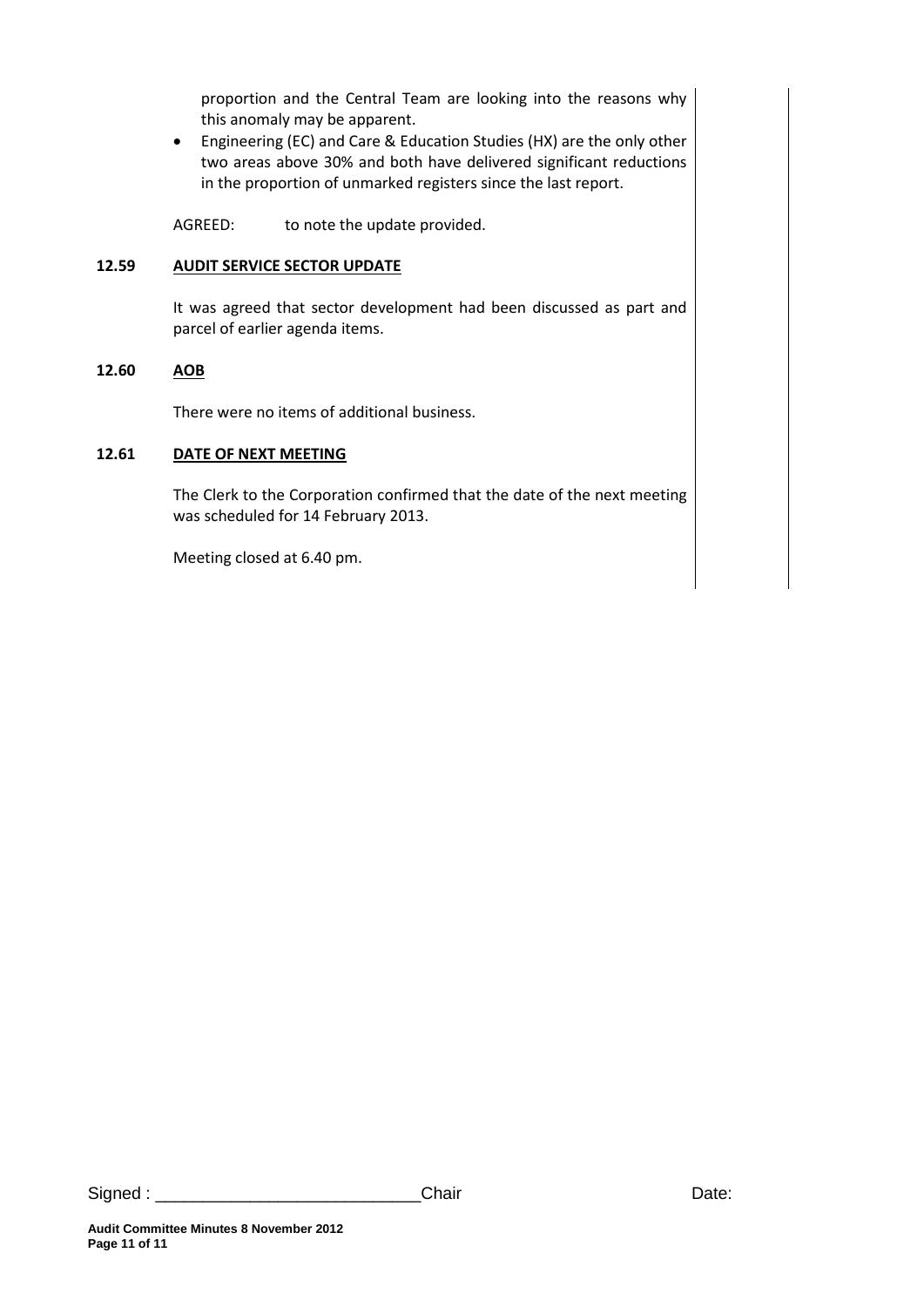proportion and the Central Team are looking into the reasons why this anomaly may be apparent.

- Engineering (EC) and Care & Education Studies (HX) are the only other two areas above 30% and both have delivered significant reductions in the proportion of unmarked registers since the last report.

AGREED: to note the update provided.

**12.59 AUDIT SERVICE SECTOR UPDATE**

It was agreed that sector development had been discussed as part and parcel of earlier agenda items.

**12.60 AOB**

There were no items of additional business.

**12.61 DATE OF NEXT MEETING**

The Clerk to the Corporation confirmed that the date of the next meeting was scheduled for 14 February 2013.

Meeting closed at 6.40 pm.

Signed : ___________________________Chair Date: